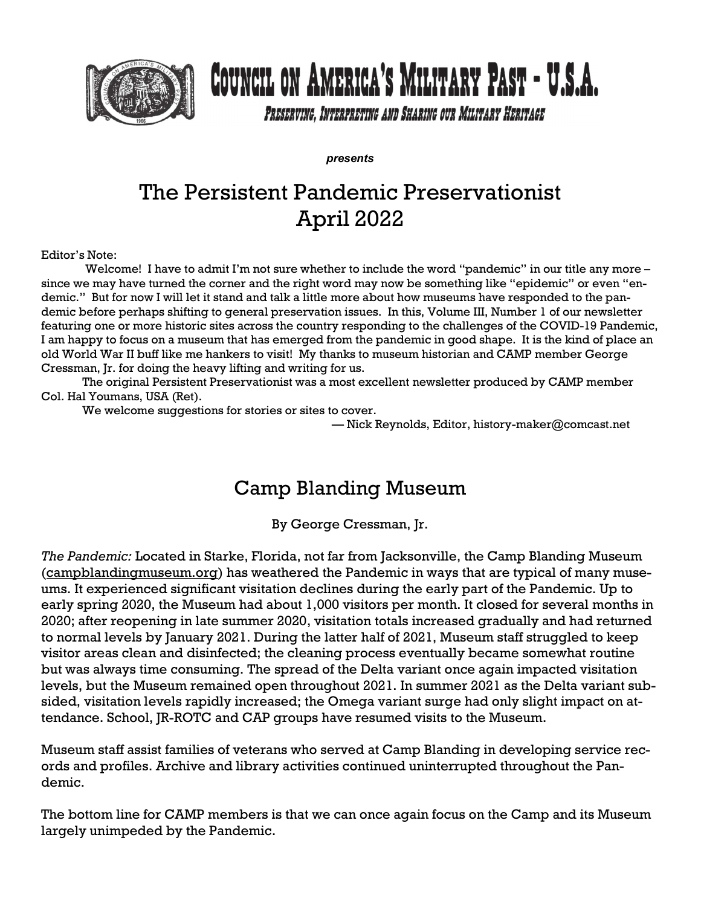# Council on America's Military Past - U.S.A.

*Preserving, Interpreting and Sharing our Military Heritage*

***presents***

# The Persistent Pandemic Preservationist
# April 2022

Editor's Note:

Welcome! I have to admit I'm not sure whether to include the word "pandemic" in our title any more – since we may have turned the corner and the right word may now be something like "epidemic" or even "endemic." But for now I will let it stand and talk a little more about how museums have responded to the pandemic before perhaps shifting to general preservation issues. In this, Volume III, Number 1 of our newsletter featuring one or more historic sites across the country responding to the challenges of the COVID-19 Pandemic, I am happy to focus on a museum that has emerged from the pandemic in good shape. It is the kind of place an old World War II buff like me hankers to visit! My thanks to museum historian and CAMP member George Cressman, Jr. for doing the heavy lifting and writing for us.

The original Persistent Preservationist was a most excellent newsletter produced by CAMP member Col. Hal Youmans, USA (Ret).

We welcome suggestions for stories or sites to cover.

— Nick Reynolds, Editor, history-maker@comcast.net

## Camp Blanding Museum

By George Cressman, Jr.

*The Pandemic:* Located in Starke, Florida, not far from Jacksonville, the Camp Blanding Museum (campblandingmuseum.org) has weathered the Pandemic in ways that are typical of many museums. It experienced significant visitation declines during the early part of the Pandemic. Up to early spring 2020, the Museum had about 1,000 visitors per month. It closed for several months in 2020; after reopening in late summer 2020, visitation totals increased gradually and had returned to normal levels by January 2021. During the latter half of 2021, Museum staff struggled to keep visitor areas clean and disinfected; the cleaning process eventually became somewhat routine but was always time consuming. The spread of the Delta variant once again impacted visitation levels, but the Museum remained open throughout 2021. In summer 2021 as the Delta variant subsided, visitation levels rapidly increased; the Omega variant surge had only slight impact on attendance. School, JR-ROTC and CAP groups have resumed visits to the Museum.

Museum staff assist families of veterans who served at Camp Blanding in developing service records and profiles. Archive and library activities continued uninterrupted throughout the Pandemic.

The bottom line for CAMP members is that we can once again focus on the Camp and its Museum largely unimpeded by the Pandemic.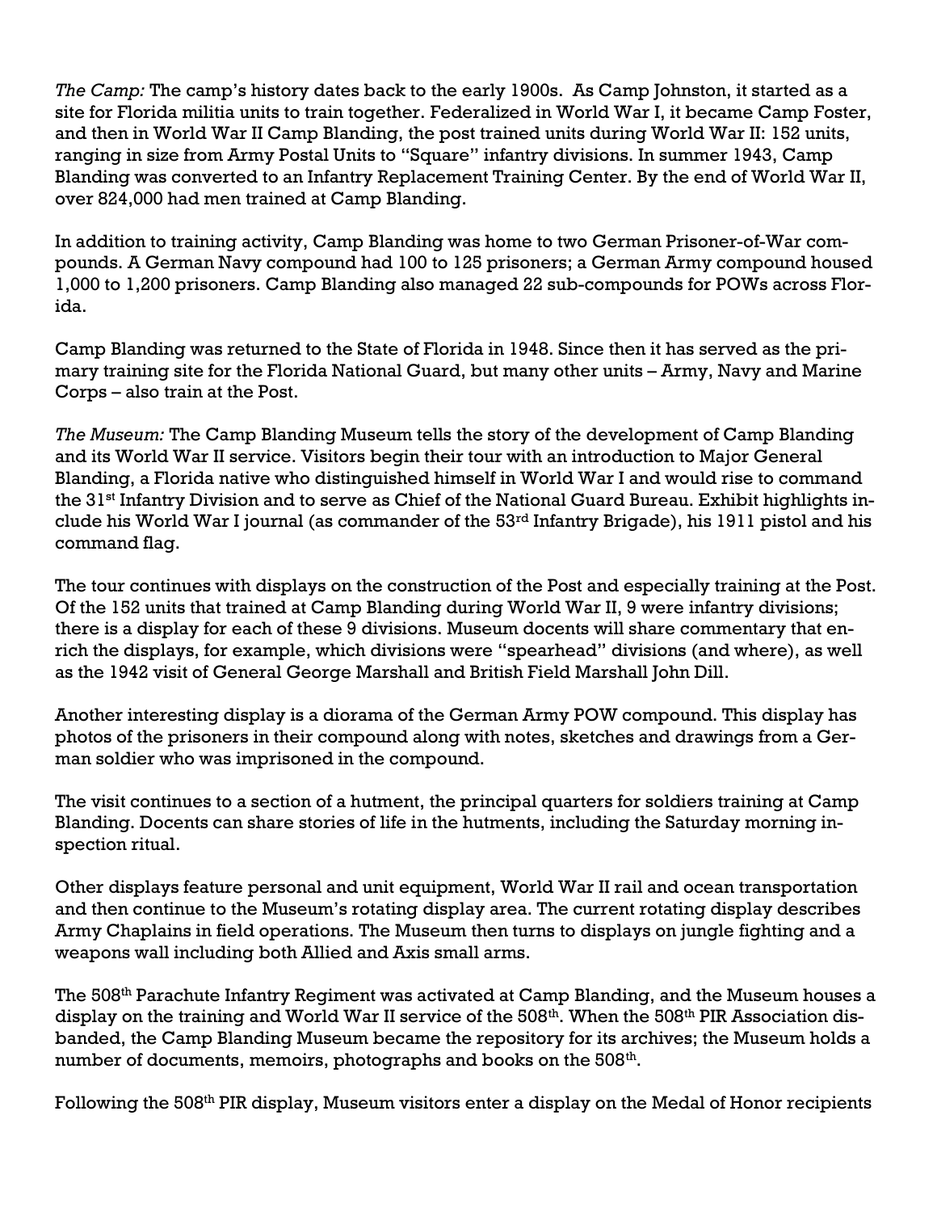*The Camp:* The camp's history dates back to the early 1900s. As Camp Johnston, it started as a site for Florida militia units to train together. Federalized in World War I, it became Camp Foster, and then in World War II Camp Blanding, the post trained units during World War II: 152 units, ranging in size from Army Postal Units to "Square" infantry divisions. In summer 1943, Camp Blanding was converted to an Infantry Replacement Training Center. By the end of World War II, over 824,000 had men trained at Camp Blanding.

In addition to training activity, Camp Blanding was home to two German Prisoner-of-War compounds. A German Navy compound had 100 to 125 prisoners; a German Army compound housed 1,000 to 1,200 prisoners. Camp Blanding also managed 22 sub-compounds for POWs across Florida.

Camp Blanding was returned to the State of Florida in 1948. Since then it has served as the primary training site for the Florida National Guard, but many other units – Army, Navy and Marine Corps – also train at the Post.

*The Museum:* The Camp Blanding Museum tells the story of the development of Camp Blanding and its World War II service. Visitors begin their tour with an introduction to Major General Blanding, a Florida native who distinguished himself in World War I and would rise to command the 31st Infantry Division and to serve as Chief of the National Guard Bureau. Exhibit highlights include his World War I journal (as commander of the 53rd Infantry Brigade), his 1911 pistol and his command flag.

The tour continues with displays on the construction of the Post and especially training at the Post. Of the 152 units that trained at Camp Blanding during World War II, 9 were infantry divisions; there is a display for each of these 9 divisions. Museum docents will share commentary that enrich the displays, for example, which divisions were "spearhead" divisions (and where), as well as the 1942 visit of General George Marshall and British Field Marshall John Dill.

Another interesting display is a diorama of the German Army POW compound. This display has photos of the prisoners in their compound along with notes, sketches and drawings from a German soldier who was imprisoned in the compound.

The visit continues to a section of a hutment, the principal quarters for soldiers training at Camp Blanding. Docents can share stories of life in the hutments, including the Saturday morning inspection ritual.

Other displays feature personal and unit equipment, World War II rail and ocean transportation and then continue to the Museum's rotating display area. The current rotating display describes Army Chaplains in field operations. The Museum then turns to displays on jungle fighting and a weapons wall including both Allied and Axis small arms.

The 508th Parachute Infantry Regiment was activated at Camp Blanding, and the Museum houses a display on the training and World War II service of the 508th. When the 508th PIR Association disbanded, the Camp Blanding Museum became the repository for its archives; the Museum holds a number of documents, memoirs, photographs and books on the 508th.

Following the 508th PIR display, Museum visitors enter a display on the Medal of Honor recipients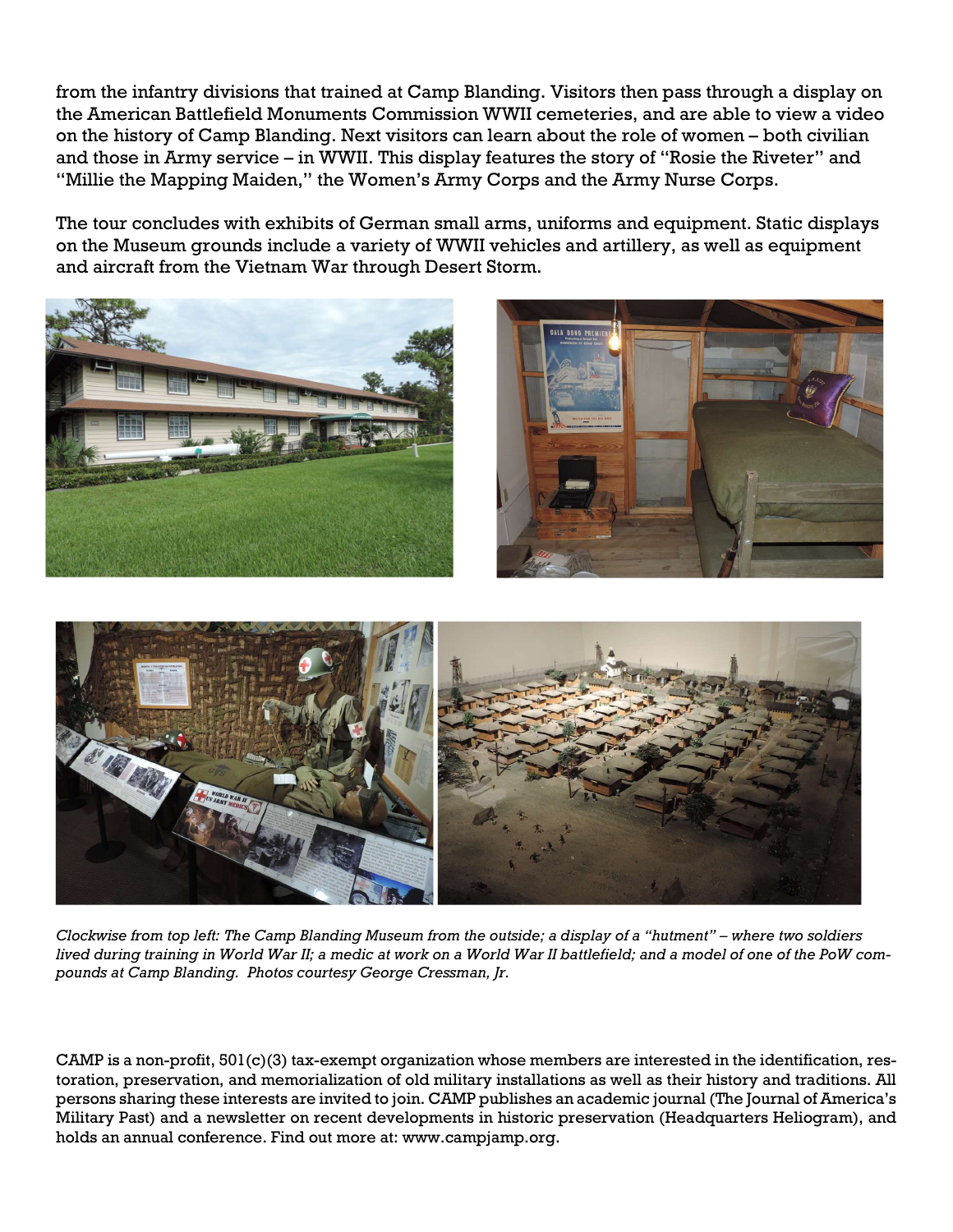from the infantry divisions that trained at Camp Blanding. Visitors then pass through a display on the American Battlefield Monuments Commission WWII cemeteries, and are able to view a video on the history of Camp Blanding. Next visitors can learn about the role of women – both civilian and those in Army service – in WWII. This display features the story of "Rosie the Riveter" and "Millie the Mapping Maiden," the Women's Army Corps and the Army Nurse Corps.

The tour concludes with exhibits of German small arms, uniforms and equipment. Static displays on the Museum grounds include a variety of WWII vehicles and artillery, as well as equipment and aircraft from the Vietnam War through Desert Storm.

*Clockwise from top left: The Camp Blanding Museum from the outside; a display of a "hutment" – where two soldiers lived during training in World War II; a medic at work on a World War II battlefield; and a model of one of the PoW compounds at Camp Blanding. Photos courtesy George Cressman, Jr.*

CAMP is a non-profit, 501(c)(3) tax-exempt organization whose members are interested in the identification, restoration, preservation, and memorialization of old military installations as well as their history and traditions. All persons sharing these interests are invited to join. CAMP publishes an academic journal (The Journal of America's Military Past) and a newsletter on recent developments in historic preservation (Headquarters Heliogram), and holds an annual conference. Find out more at: www.campjamp.org.